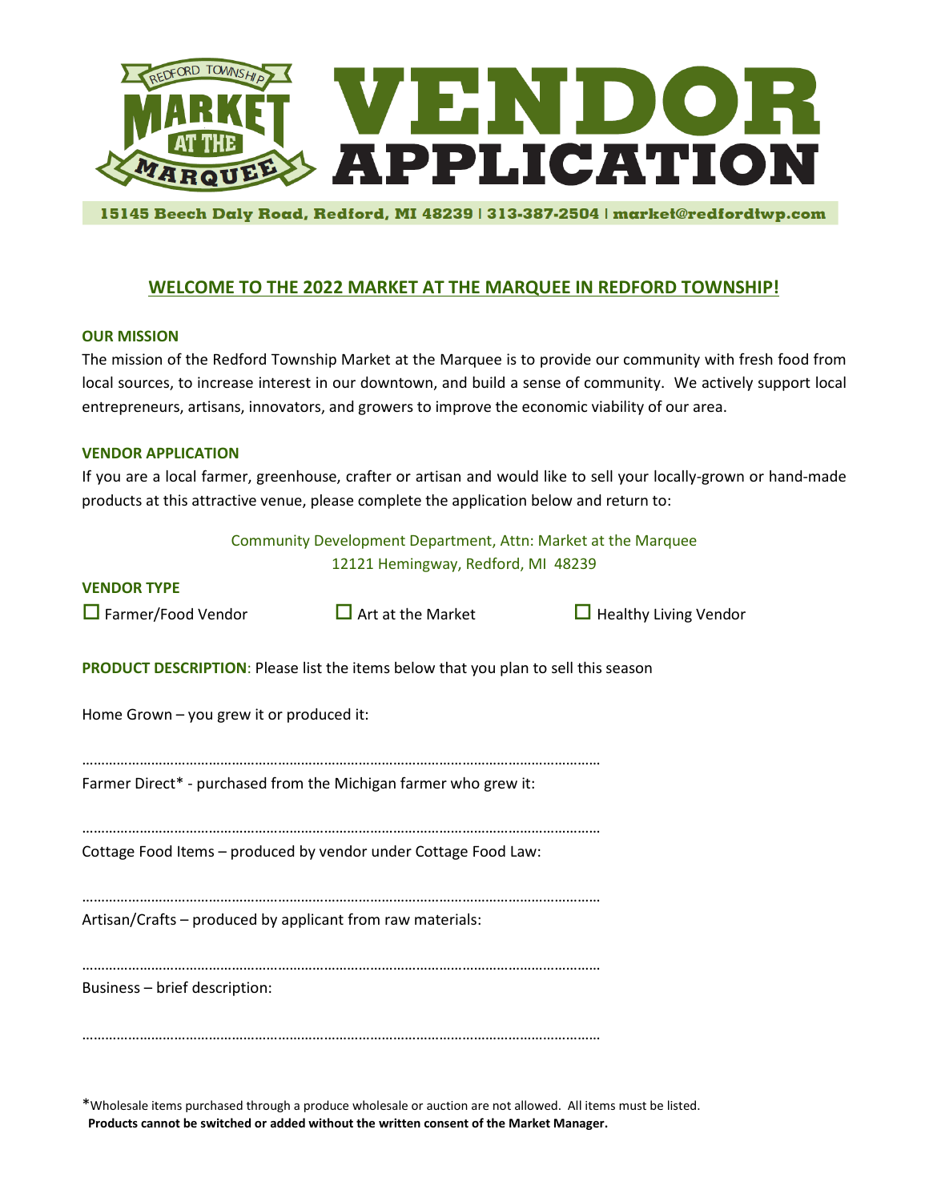# VENDOR APPLICATION

**Redford Township Market at the Marquee**

**15145 Beech Daly Road, Redford, MI 48239 | 313-387-2504 | market@redfordtwp.com**

## WELCOME TO THE 2022 MARKET AT THE MARQUEE IN REDFORD TOWNSHIP!

### OUR MISSION

The mission of the Redford Township Market at the Marquee is to provide our community with fresh food from local sources, to increase interest in our downtown, and build a sense of community. We actively support local entrepreneurs, artisans, innovators, and growers to improve the economic viability of our area.

### VENDOR APPLICATION

If you are a local farmer, greenhouse, crafter or artisan and would like to sell your locally-grown or hand-made products at this attractive venue, please complete the application below and return to:

Community Development Department, Attn: Market at the Marquee
12121 Hemingway, Redford, MI 48239

### VENDOR TYPE

☐ Farmer/Food Vendor ☐ Art at the Market ☐ Healthy Living Vendor

**PRODUCT DESCRIPTION**: Please list the items below that you plan to sell this season

Home Grown – you grew it or produced it:

………………………………………………………………………………………………………………………

Farmer Direct* - purchased from the Michigan farmer who grew it:

………………………………………………………………………………………………………………………

Cottage Food Items – produced by vendor under Cottage Food Law:

………………………………………………………………………………………………………………………

Artisan/Crafts – produced by applicant from raw materials:

………………………………………………………………………………………………………………………

Business – brief description:

………………………………………………………………………………………………………………………

*Wholesale items purchased through a produce wholesale or auction are not allowed. All items must be listed.
**Products cannot be switched or added without the written consent of the Market Manager.**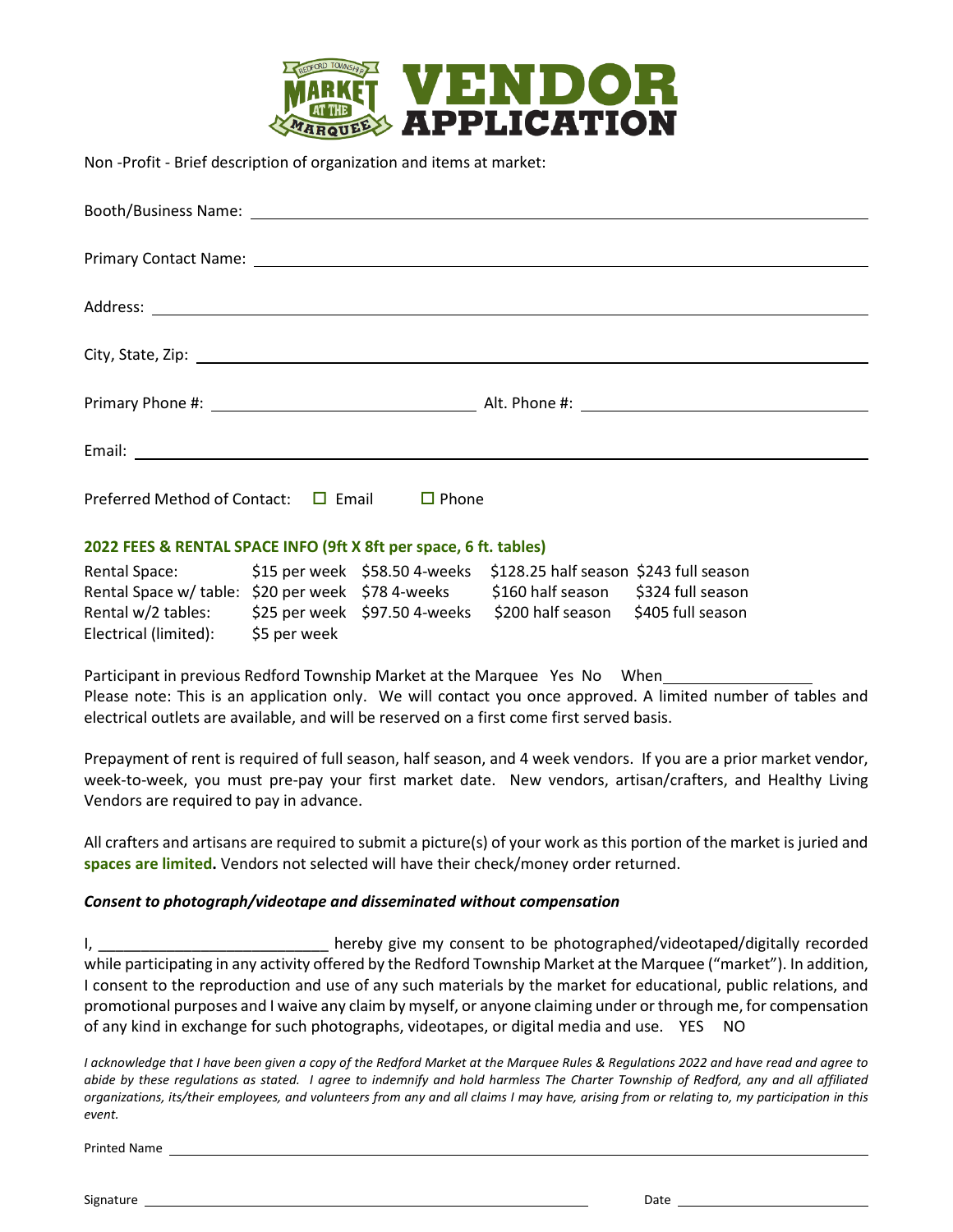# VENDOR APPLICATION

Non -Profit - Brief description of organization and items at market:

Booth/Business Name: ______________________________

Primary Contact Name: ______________________________

Address: ______________________________

City, State, Zip: ______________________________

Primary Phone #: ______________________________ Alt. Phone #: ______________________________

Email: ______________________________

Preferred Method of Contact: ☐ Email ☐ Phone

**2022 FEES & RENTAL SPACE INFO (9ft X 8ft per space, 6 ft. tables)**

| | | | | |
|---|---|---|---|---|
| Rental Space: | $15 per week | $58.50 4-weeks | $128.25 half season | $243 full season |
| Rental Space w/ table: | $20 per week | $78 4-weeks | $160 half season | $324 full season |
| Rental w/2 tables: | $25 per week | $97.50 4-weeks | $200 half season | $405 full season |
| Electrical (limited): | $5 per week | | | |

Participant in previous Redford Township Market at the Marquee Yes No When ______________

Please note: This is an application only. We will contact you once approved. A limited number of tables and electrical outlets are available, and will be reserved on a first come first served basis.

Prepayment of rent is required of full season, half season, and 4 week vendors. If you are a prior market vendor, week-to-week, you must pre-pay your first market date. New vendors, artisan/crafters, and Healthy Living Vendors are required to pay in advance.

All crafters and artisans are required to submit a picture(s) of your work as this portion of the market is juried and **spaces are limited.** Vendors not selected will have their check/money order returned.

***Consent to photograph/videotape and disseminated without compensation***

I, ___________________________ hereby give my consent to be photographed/videotaped/digitally recorded while participating in any activity offered by the Redford Township Market at the Marquee ("market"). In addition, I consent to the reproduction and use of any such materials by the market for educational, public relations, and promotional purposes and I waive any claim by myself, or anyone claiming under or through me, for compensation of any kind in exchange for such photographs, videotapes, or digital media and use. YES NO

*I acknowledge that I have been given a copy of the Redford Market at the Marquee Rules & Regulations 2022 and have read and agree to abide by these regulations as stated. I agree to indemnify and hold harmless The Charter Township of Redford, any and all affiliated organizations, its/their employees, and volunteers from any and all claims I may have, arising from or relating to, my participation in this event.*

Printed Name ______________________________

Signature ______________________________ Date ______________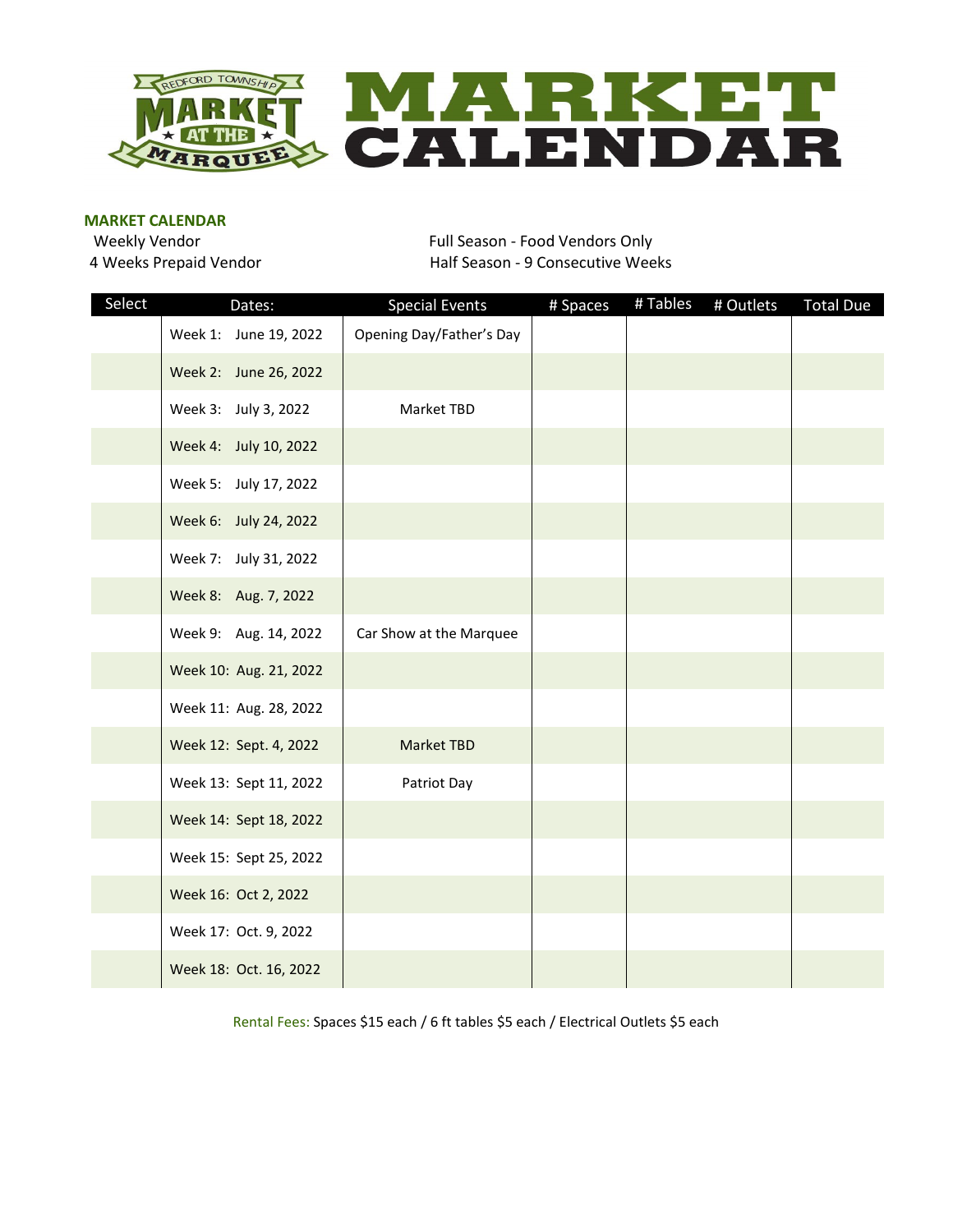# MARKET CALENDAR

**MARKET CALENDAR**

Weekly Vendor
4 Weeks Prepaid Vendor

Full Season - Food Vendors Only
Half Season - 9 Consecutive Weeks

| Select | Dates: | Special Events | # Spaces | # Tables | # Outlets | Total Due |
|---|---|---|---|---|---|---|
| | Week 1: June 19, 2022 | Opening Day/Father's Day | | | | |
| | Week 2: June 26, 2022 | | | | | |
| | Week 3: July 3, 2022 | Market TBD | | | | |
| | Week 4: July 10, 2022 | | | | | |
| | Week 5: July 17, 2022 | | | | | |
| | Week 6: July 24, 2022 | | | | | |
| | Week 7: July 31, 2022 | | | | | |
| | Week 8: Aug. 7, 2022 | | | | | |
| | Week 9: Aug. 14, 2022 | Car Show at the Marquee | | | | |
| | Week 10: Aug. 21, 2022 | | | | | |
| | Week 11: Aug. 28, 2022 | | | | | |
| | Week 12: Sept. 4, 2022 | Market TBD | | | | |
| | Week 13: Sept 11, 2022 | Patriot Day | | | | |
| | Week 14: Sept 18, 2022 | | | | | |
| | Week 15: Sept 25, 2022 | | | | | |
| | Week 16: Oct 2, 2022 | | | | | |
| | Week 17: Oct. 9, 2022 | | | | | |
| | Week 18: Oct. 16, 2022 | | | | | |

Rental Fees: Spaces $15 each / 6 ft tables $5 each / Electrical Outlets $5 each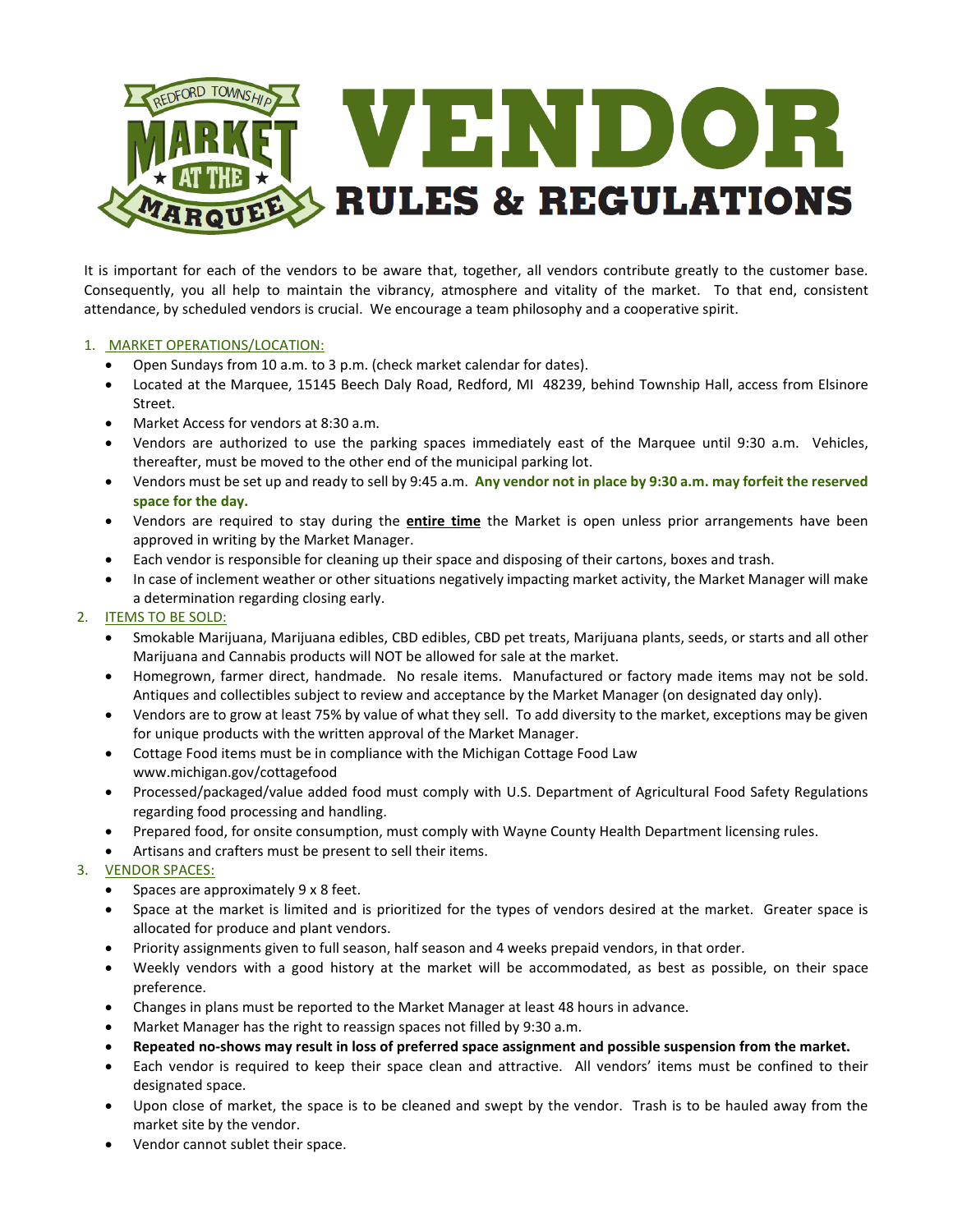# VENDOR RULES & REGULATIONS

It is important for each of the vendors to be aware that, together, all vendors contribute greatly to the customer base. Consequently, you all help to maintain the vibrancy, atmosphere and vitality of the market. To that end, consistent attendance, by scheduled vendors is crucial. We encourage a team philosophy and a cooperative spirit.

1. MARKET OPERATIONS/LOCATION:
   - Open Sundays from 10 a.m. to 3 p.m. (check market calendar for dates).
   - Located at the Marquee, 15145 Beech Daly Road, Redford, MI 48239, behind Township Hall, access from Elsinore Street.
   - Market Access for vendors at 8:30 a.m.
   - Vendors are authorized to use the parking spaces immediately east of the Marquee until 9:30 a.m. Vehicles, thereafter, must be moved to the other end of the municipal parking lot.
   - Vendors must be set up and ready to sell by 9:45 a.m. **Any vendor not in place by 9:30 a.m. may forfeit the reserved space for the day.**
   - Vendors are required to stay during the **entire time** the Market is open unless prior arrangements have been approved in writing by the Market Manager.
   - Each vendor is responsible for cleaning up their space and disposing of their cartons, boxes and trash.
   - In case of inclement weather or other situations negatively impacting market activity, the Market Manager will make a determination regarding closing early.
2. ITEMS TO BE SOLD:
   - Smokable Marijuana, Marijuana edibles, CBD edibles, CBD pet treats, Marijuana plants, seeds, or starts and all other Marijuana and Cannabis products will NOT be allowed for sale at the market.
   - Homegrown, farmer direct, handmade. No resale items. Manufactured or factory made items may not be sold. Antiques and collectibles subject to review and acceptance by the Market Manager (on designated day only).
   - Vendors are to grow at least 75% by value of what they sell. To add diversity to the market, exceptions may be given for unique products with the written approval of the Market Manager.
   - Cottage Food items must be in compliance with the Michigan Cottage Food Law www.michigan.gov/cottagefood
   - Processed/packaged/value added food must comply with U.S. Department of Agricultural Food Safety Regulations regarding food processing and handling.
   - Prepared food, for onsite consumption, must comply with Wayne County Health Department licensing rules.
   - Artisans and crafters must be present to sell their items.
3. VENDOR SPACES:
   - Spaces are approximately 9 x 8 feet.
   - Space at the market is limited and is prioritized for the types of vendors desired at the market. Greater space is allocated for produce and plant vendors.
   - Priority assignments given to full season, half season and 4 weeks prepaid vendors, in that order.
   - Weekly vendors with a good history at the market will be accommodated, as best as possible, on their space preference.
   - Changes in plans must be reported to the Market Manager at least 48 hours in advance.
   - Market Manager has the right to reassign spaces not filled by 9:30 a.m.
   - **Repeated no-shows may result in loss of preferred space assignment and possible suspension from the market.**
   - Each vendor is required to keep their space clean and attractive. All vendors' items must be confined to their designated space.
   - Upon close of market, the space is to be cleaned and swept by the vendor. Trash is to be hauled away from the market site by the vendor.
   - Vendor cannot sublet their space.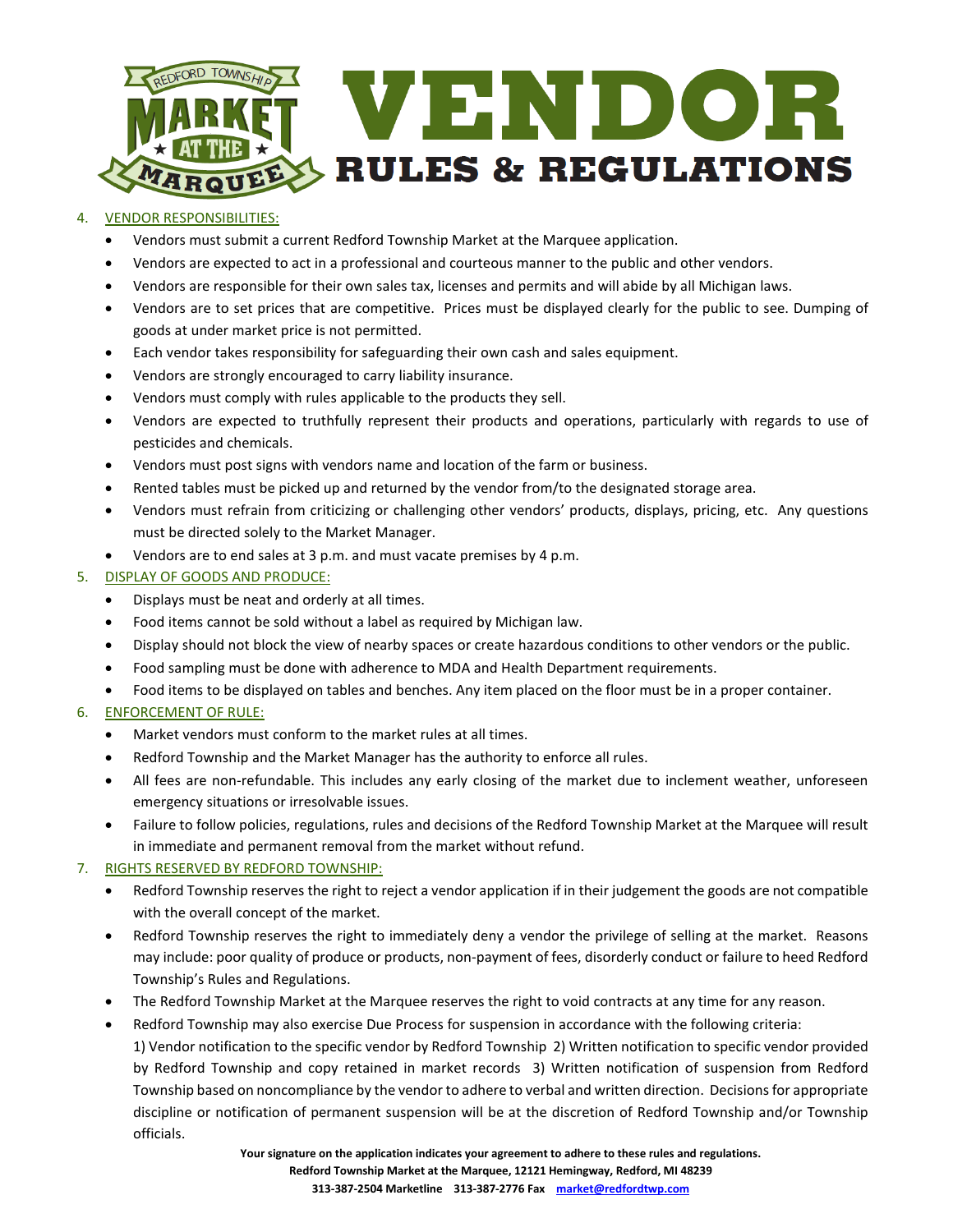# VENDOR RULES & REGULATIONS

4. VENDOR RESPONSIBILITIES:
   - Vendors must submit a current Redford Township Market at the Marquee application.
   - Vendors are expected to act in a professional and courteous manner to the public and other vendors.
   - Vendors are responsible for their own sales tax, licenses and permits and will abide by all Michigan laws.
   - Vendors are to set prices that are competitive. Prices must be displayed clearly for the public to see. Dumping of goods at under market price is not permitted.
   - Each vendor takes responsibility for safeguarding their own cash and sales equipment.
   - Vendors are strongly encouraged to carry liability insurance.
   - Vendors must comply with rules applicable to the products they sell.
   - Vendors are expected to truthfully represent their products and operations, particularly with regards to use of pesticides and chemicals.
   - Vendors must post signs with vendors name and location of the farm or business.
   - Rented tables must be picked up and returned by the vendor from/to the designated storage area.
   - Vendors must refrain from criticizing or challenging other vendors' products, displays, pricing, etc. Any questions must be directed solely to the Market Manager.
   - Vendors are to end sales at 3 p.m. and must vacate premises by 4 p.m.
5. DISPLAY OF GOODS AND PRODUCE:
   - Displays must be neat and orderly at all times.
   - Food items cannot be sold without a label as required by Michigan law.
   - Display should not block the view of nearby spaces or create hazardous conditions to other vendors or the public.
   - Food sampling must be done with adherence to MDA and Health Department requirements.
   - Food items to be displayed on tables and benches. Any item placed on the floor must be in a proper container.
6. ENFORCEMENT OF RULE:
   - Market vendors must conform to the market rules at all times.
   - Redford Township and the Market Manager has the authority to enforce all rules.
   - All fees are non-refundable. This includes any early closing of the market due to inclement weather, unforeseen emergency situations or irresolvable issues.
   - Failure to follow policies, regulations, rules and decisions of the Redford Township Market at the Marquee will result in immediate and permanent removal from the market without refund.
7. RIGHTS RESERVED BY REDFORD TOWNSHIP:
   - Redford Township reserves the right to reject a vendor application if in their judgement the goods are not compatible with the overall concept of the market.
   - Redford Township reserves the right to immediately deny a vendor the privilege of selling at the market. Reasons may include: poor quality of produce or products, non-payment of fees, disorderly conduct or failure to heed Redford Township's Rules and Regulations.
   - The Redford Township Market at the Marquee reserves the right to void contracts at any time for any reason.
   - Redford Township may also exercise Due Process for suspension in accordance with the following criteria: 1) Vendor notification to the specific vendor by Redford Township 2) Written notification to specific vendor provided by Redford Township and copy retained in market records 3) Written notification of suspension from Redford Township based on noncompliance by the vendor to adhere to verbal and written direction. Decisions for appropriate discipline or notification of permanent suspension will be at the discretion of Redford Township and/or Township officials.

**Your signature on the application indicates your agreement to adhere to these rules and regulations.**
**Redford Township Market at the Marquee, 12121 Hemingway, Redford, MI 48239**
**313-387-2504 Marketline 313-387-2776 Fax market@redfordtwp.com**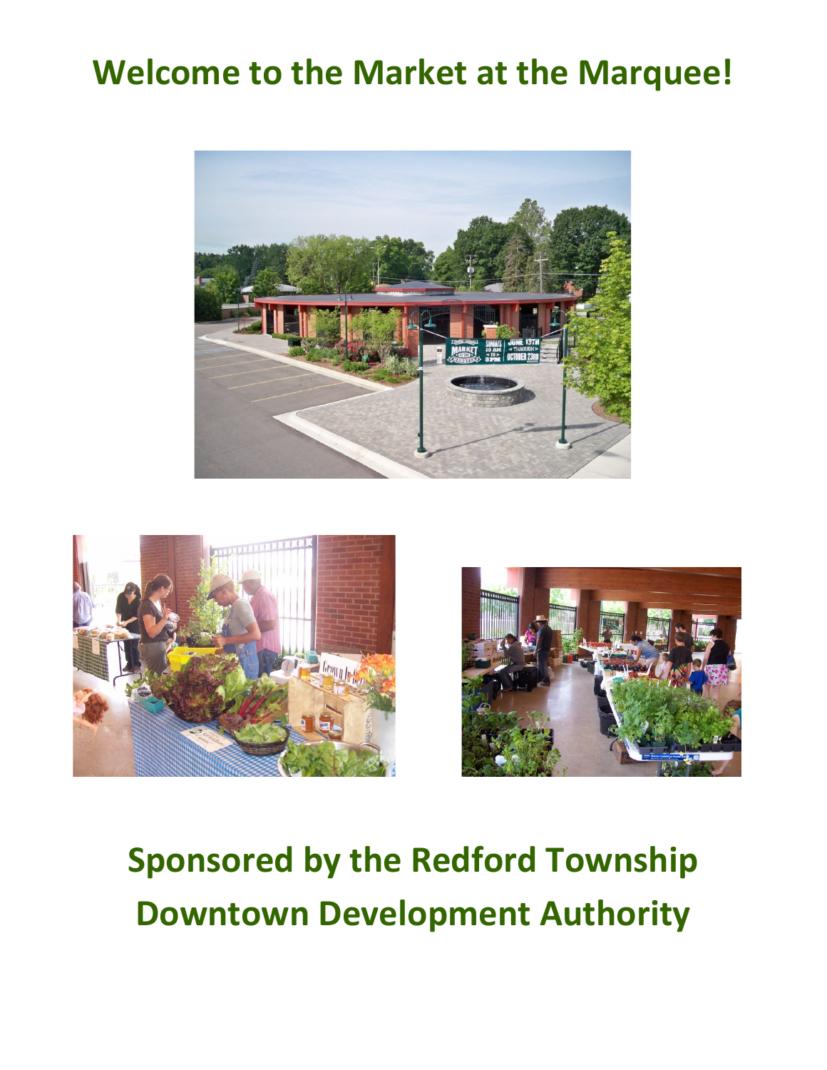# Welcome to the Market at the Marquee!

# Sponsored by the Redford Township Downtown Development Authority